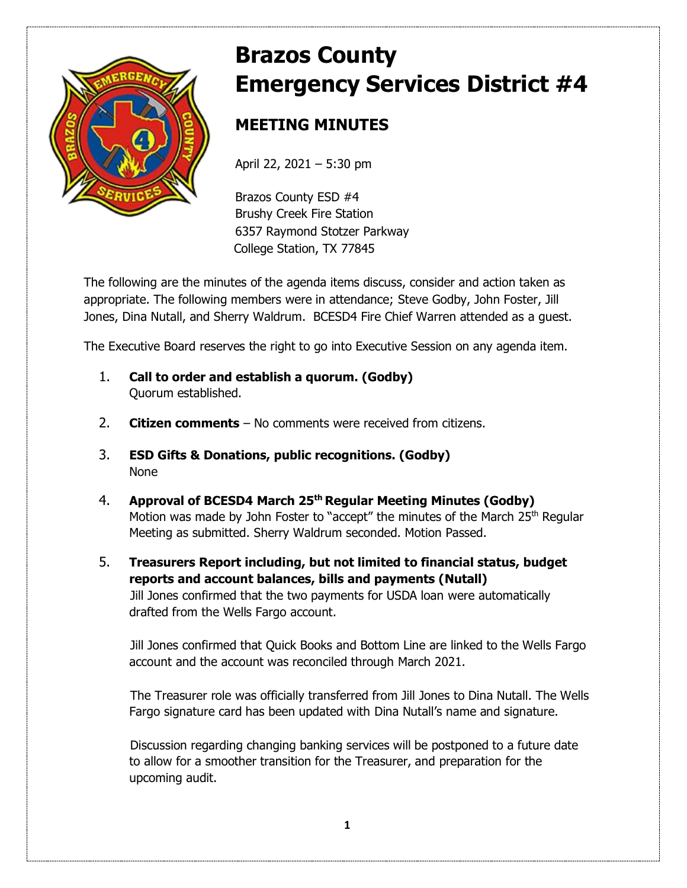# Brazos County Emergency Services District #4

## MEETING MINUTES

April 22, 2021 – 5:30 pm

Brazos County ESD #4
Brushy Creek Fire Station
6357 Raymond Stotzer Parkway
College Station, TX 77845

The following are the minutes of the agenda items discuss, consider and action taken as appropriate. The following members were in attendance; Steve Godby, John Foster, Jill Jones, Dina Nutall, and Sherry Waldrum. BCESD4 Fire Chief Warren attended as a guest.

The Executive Board reserves the right to go into Executive Session on any agenda item.

1. **Call to order and establish a quorum. (Godby)**
   Quorum established.

2. **Citizen comments** – No comments were received from citizens.

3. **ESD Gifts & Donations, public recognitions. (Godby)**
   None

4. **Approval of BCESD4 March 25th Regular Meeting Minutes (Godby)**
   Motion was made by John Foster to "accept" the minutes of the March 25th Regular Meeting as submitted. Sherry Waldrum seconded. Motion Passed.

5. **Treasurers Report including, but not limited to financial status, budget reports and account balances, bills and payments (Nutall)**
   Jill Jones confirmed that the two payments for USDA loan were automatically drafted from the Wells Fargo account.

   Jill Jones confirmed that Quick Books and Bottom Line are linked to the Wells Fargo account and the account was reconciled through March 2021.

   The Treasurer role was officially transferred from Jill Jones to Dina Nutall. The Wells Fargo signature card has been updated with Dina Nutall's name and signature.

   Discussion regarding changing banking services will be postponed to a future date to allow for a smoother transition for the Treasurer, and preparation for the upcoming audit.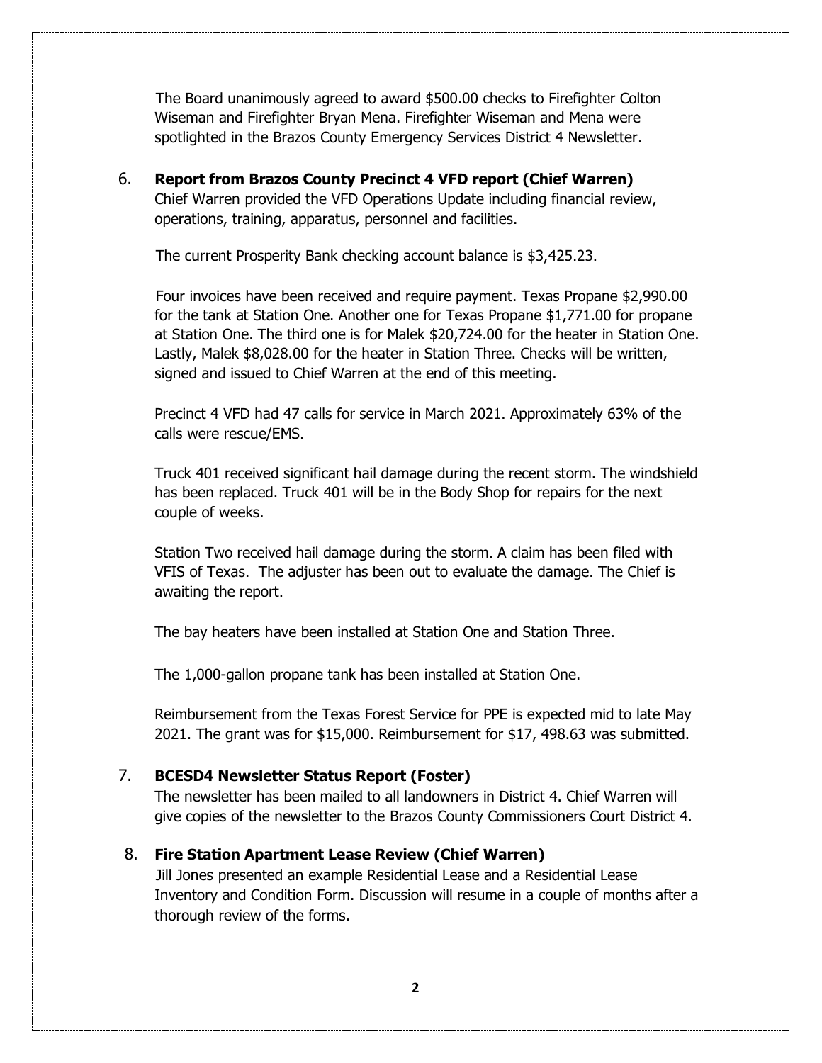The Board unanimously agreed to award $500.00 checks to Firefighter Colton Wiseman and Firefighter Bryan Mena. Firefighter Wiseman and Mena were spotlighted in the Brazos County Emergency Services District 4 Newsletter.

6. **Report from Brazos County Precinct 4 VFD report (Chief Warren)**
   Chief Warren provided the VFD Operations Update including financial review, operations, training, apparatus, personnel and facilities.

   The current Prosperity Bank checking account balance is $3,425.23.

   Four invoices have been received and require payment. Texas Propane $2,990.00 for the tank at Station One. Another one for Texas Propane $1,771.00 for propane at Station One. The third one is for Malek $20,724.00 for the heater in Station One. Lastly, Malek $8,028.00 for the heater in Station Three. Checks will be written, signed and issued to Chief Warren at the end of this meeting.

   Precinct 4 VFD had 47 calls for service in March 2021. Approximately 63% of the calls were rescue/EMS.

   Truck 401 received significant hail damage during the recent storm. The windshield has been replaced. Truck 401 will be in the Body Shop for repairs for the next couple of weeks.

   Station Two received hail damage during the storm. A claim has been filed with VFIS of Texas. The adjuster has been out to evaluate the damage. The Chief is awaiting the report.

   The bay heaters have been installed at Station One and Station Three.

   The 1,000-gallon propane tank has been installed at Station One.

   Reimbursement from the Texas Forest Service for PPE is expected mid to late May 2021. The grant was for $15,000. Reimbursement for $17, 498.63 was submitted.

7. **BCESD4 Newsletter Status Report (Foster)**
   The newsletter has been mailed to all landowners in District 4. Chief Warren will give copies of the newsletter to the Brazos County Commissioners Court District 4.

8. **Fire Station Apartment Lease Review (Chief Warren)**
   Jill Jones presented an example Residential Lease and a Residential Lease Inventory and Condition Form. Discussion will resume in a couple of months after a thorough review of the forms.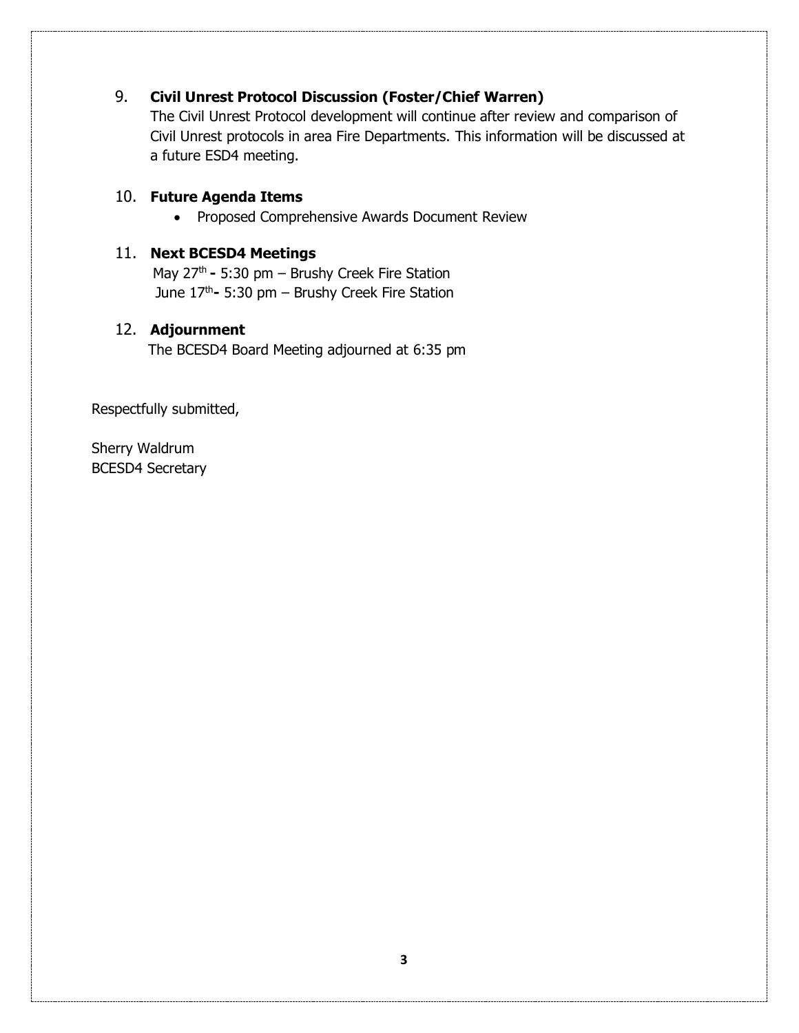9. **Civil Unrest Protocol Discussion (Foster/Chief Warren)**
   The Civil Unrest Protocol development will continue after review and comparison of Civil Unrest protocols in area Fire Departments. This information will be discussed at a future ESD4 meeting.

10. **Future Agenda Items**
    - Proposed Comprehensive Awards Document Review

11. **Next BCESD4 Meetings**
    May 27th **-** 5:30 pm – Brushy Creek Fire Station
    June 17th**-** 5:30 pm – Brushy Creek Fire Station

12. **Adjournment**
    The BCESD4 Board Meeting adjourned at 6:35 pm

Respectfully submitted,

Sherry Waldrum
BCESD4 Secretary